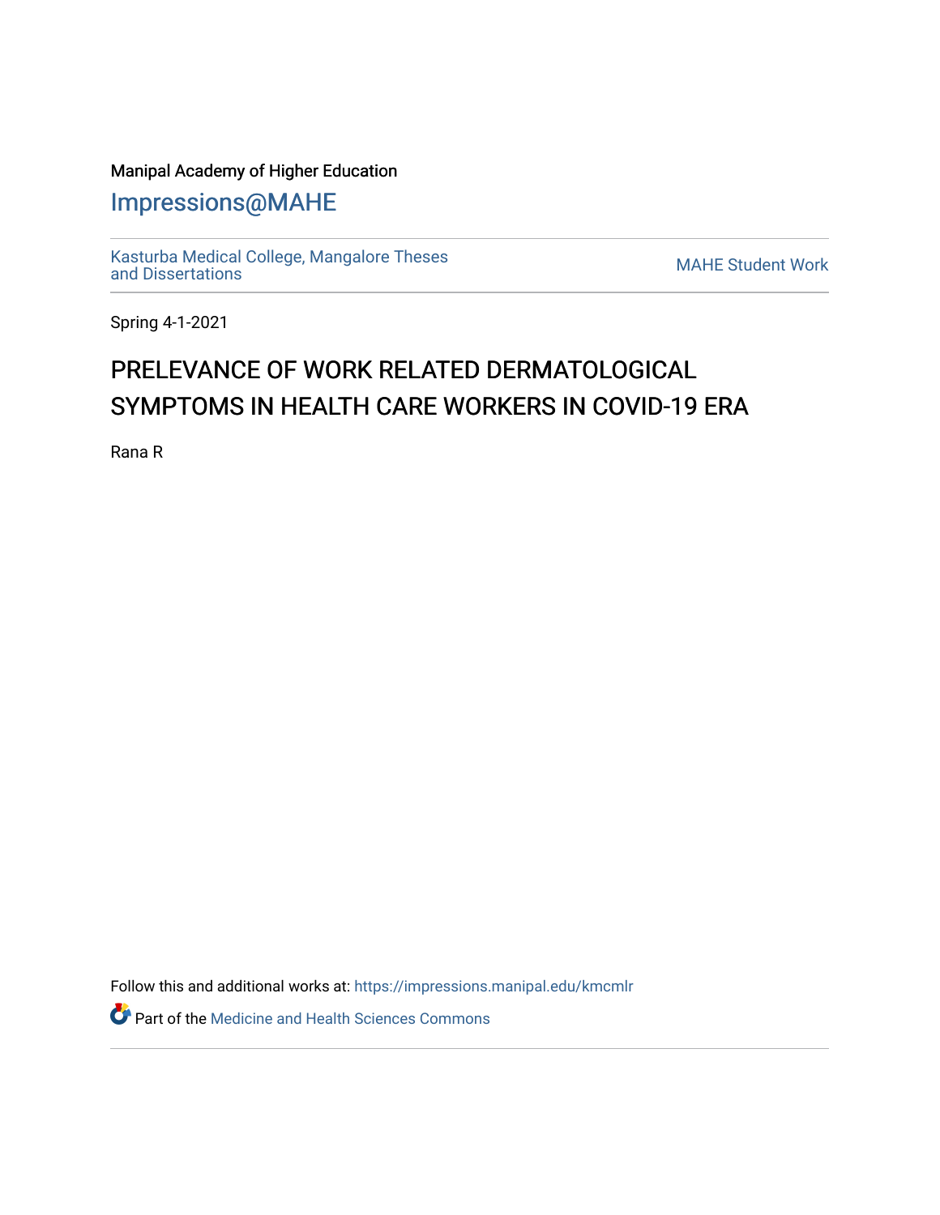Manipal Academy of Higher Education

# Impressions@MAHE

Kasturba Medical College, Mangalore Theses and Dissertations

MAHE Student Work

Spring 4-1-2021

## PRELEVANCE OF WORK RELATED DERMATOLOGICAL SYMPTOMS IN HEALTH CARE WORKERS IN COVID-19 ERA

Rana R

Follow this and additional works at: https://impressions.manipal.edu/kmcmlr

Part of the Medicine and Health Sciences Commons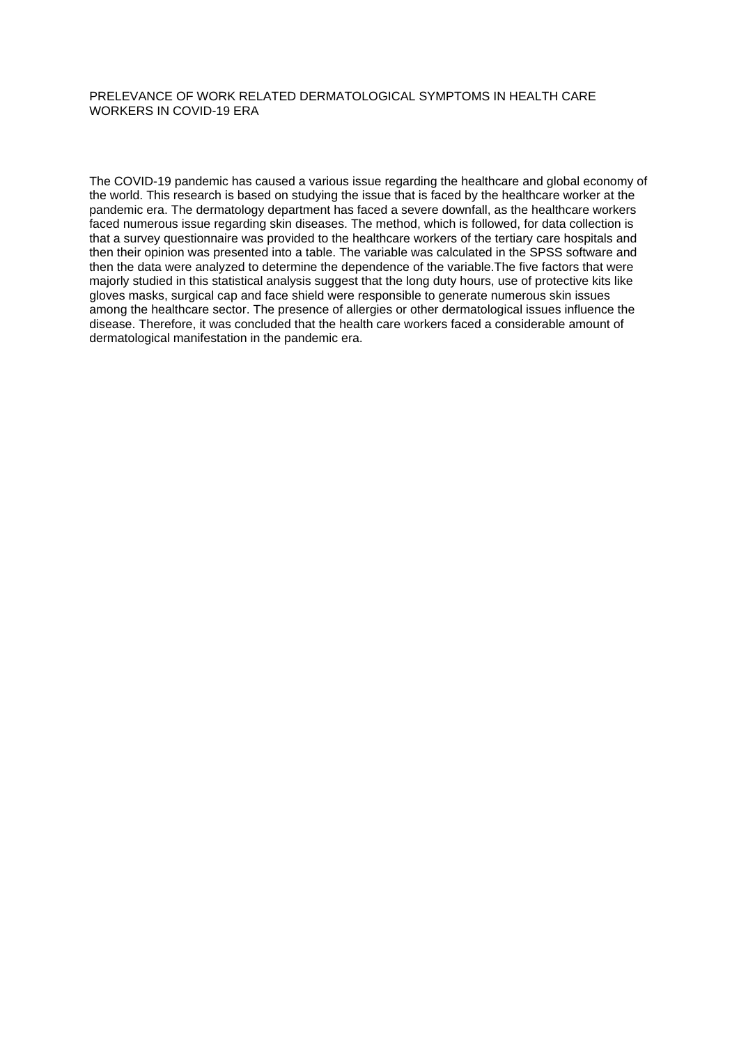# PRELEVANCE OF WORK RELATED DERMATOLOGICAL SYMPTOMS IN HEALTH CARE WORKERS IN COVID-19 ERA

The COVID-19 pandemic has caused a various issue regarding the healthcare and global economy of the world. This research is based on studying the issue that is faced by the healthcare worker at the pandemic era. The dermatology department has faced a severe downfall, as the healthcare workers faced numerous issue regarding skin diseases. The method, which is followed, for data collection is that a survey questionnaire was provided to the healthcare workers of the tertiary care hospitals and then their opinion was presented into a table. The variable was calculated in the SPSS software and then the data were analyzed to determine the dependence of the variable.The five factors that were majorly studied in this statistical analysis suggest that the long duty hours, use of protective kits like gloves masks, surgical cap and face shield were responsible to generate numerous skin issues among the healthcare sector. The presence of allergies or other dermatological issues influence the disease. Therefore, it was concluded that the health care workers faced a considerable amount of dermatological manifestation in the pandemic era.